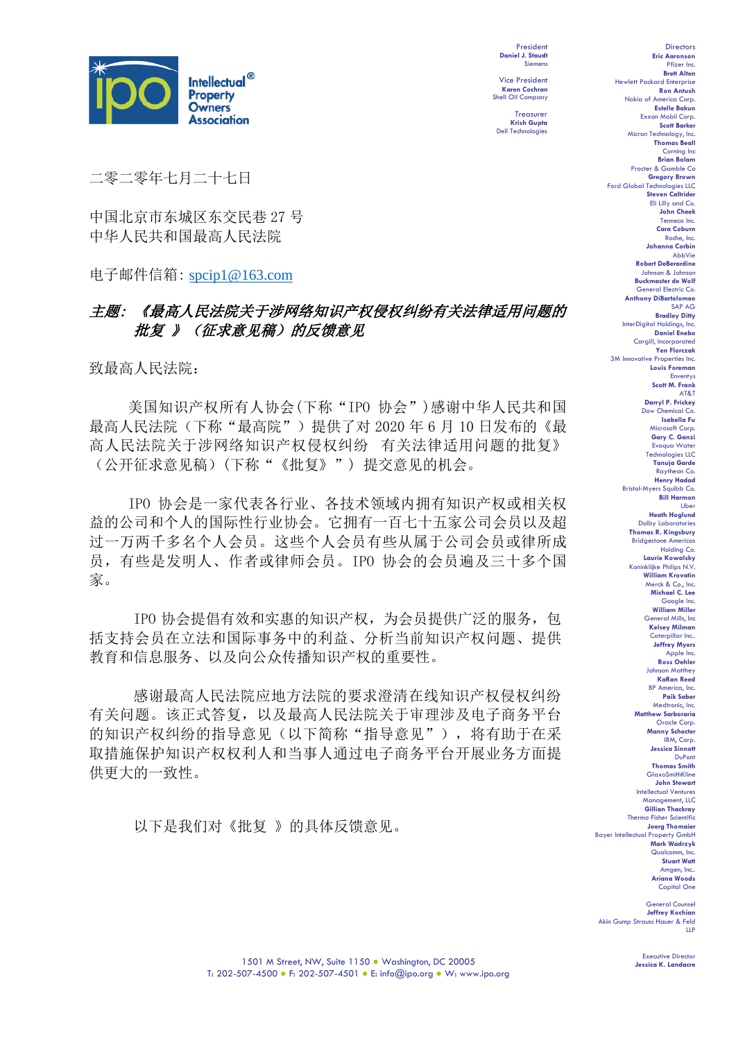**Intellectual Property Owners Association**

President
**Daniel J. Staudt**
Siemens

Vice President
**Karen Cochran**
Shell Oil Company

Treasurer
**Krish Gupta**
Dell Technologies

Directors
**Eric Aaronson**
Pfizer Inc.
**Brett Alten**
Hewlett Packard Enterprise
**Ron Antush**
Nokia of America Corp.
**Estelle Bakun**
Exxon Mobil Corp.
**Scott Barker**
Micron Technology, Inc.
**Thomas Beall**
Corning Inc
**Brian Bolam**
Procter & Gamble Co
**Gregory Brown**
Ford Global Technologies LLC
**Steven Caltrider**
Eli Lilly and Co.
**John Cheek**
Tenneco Inc.
**Cara Coburn**
Roche, Inc.
**Johanna Corbin**
AbbVie
**Robert DeBerardine**
Johnson & Johnson
**Buckmaster de Wolf**
General Electric Co.
**Anthony DiBartolomeo**
SAP AG
**Bradley Ditty**
InterDigital Holdings, Inc.
**Daniel Enebo**
Cargill, Incorporated
**Yen Florczak**
3M Innovative Properties Inc.
**Louis Foreman**
Enventys
**Scott M. Frank**
AT&T
**Darryl P. Frickey**
Dow Chemical Co.
**Isabella Fu**
Microsoft Corp.
**Gary C. Ganzi**
Evoqua Water Technologies LLC
**Tanuja Garde**
Raytheon Co.
**Henry Hadad**
Bristol-Myers Squibb Co.
**Bill Harmon**
Uber
**Heath Hoglund**
Dolby Laboratories
**Thomas R. Kingsbury**
Bridgestone Americas Holding Co.
**Laurie Kowalsky**
Koninklijke Philips N.V.
**William Krovatin**
Merck & Co., Inc.
**Michael C. Lee**
Google Inc.
**William Miller**
General Mills, Inc
**Kelsey Milman**
Caterpillar Inc..
**Jeffrey Myers**
Apple Inc.
**Ross Oehler**
Johnson Matthey
**KaRan Reed**
BP America, Inc.
**Paik Saber**
Medtronic, Inc.
**Matthew Sarboraria**
Oracle Corp.
**Manny Schecter**
IBM, Corp.
**Jessica Sinnott**
DuPont
**Thomas Smith**
GlaxoSmithKline
**John Stewart**
Intellectual Ventures Management, LLC
**Gillian Thackray**
Thermo Fisher Scientific
**Joerg Thomaier**
Bayer Intellectual Property GmbH
**Mark Wadrzyk**
Qualcomm, Inc.
**Stuart Watt**
Amgen, Inc..
**Ariana Woods**
Capital One

General Counsel
**Jeffrey Kochian**
Akin Gump Strauss Hauer & Feld LLP

Executive Director
**Jessica K. Landacre**

二零二零年七月二十七日

中国北京市东城区东交民巷 27 号
中华人民共和国最高人民法院

电子邮件信箱：spcip1@163.com

***主题：《最高人民法院关于涉网络知识产权侵权纠纷有关法律适用问题的批复 》（征求意见稿）的反馈意见***

致最高人民法院：

美国知识产权所有人协会（下称“IPO 协会”）感谢中华人民共和国最高人民法院（下称“最高院”）提供了对 2020 年 6 月 10 日发布的《最高人民法院关于涉网络知识产权侵权纠纷 有关法律适用问题的批复》（公开征求意见稿）（下称“《批复》”） 提交意见的机会。

IPO 协会是一家代表各行业、各技术领域内拥有知识产权或相关权益的公司和个人的国际性行业协会。它拥有一百七十五家公司会员以及超过一万两千多名个人会员。这些个人会员有些从属于公司会员或律所成员，有些是发明人、作者或律师会员。IPO 协会的会员遍及三十多个国家。

IPO 协会提倡有效和实惠的知识产权，为会员提供广泛的服务，包括支持会员在立法和国际事务中的利益、分析当前知识产权问题、提供教育和信息服务、以及向公众传播知识产权的重要性。

感谢最高人民法院应地方法院的要求澄清在线知识产权侵权纠纷有关问题。该正式答复，以及最高人民法院关于审理涉及电子商务平台的知识产权纠纷的指导意见（以下简称“指导意见”），将有助于在采取措施保护知识产权权利人和当事人通过电子商务平台开展业务方面提供更大的一致性。

以下是我们对《批复 》的具体反馈意见。

1501 M Street, NW, Suite 1150 ● Washington, DC 20005
T: 202-507-4500 ● F: 202-507-4501 ● E: info@ipo.org ● W: www.ipo.org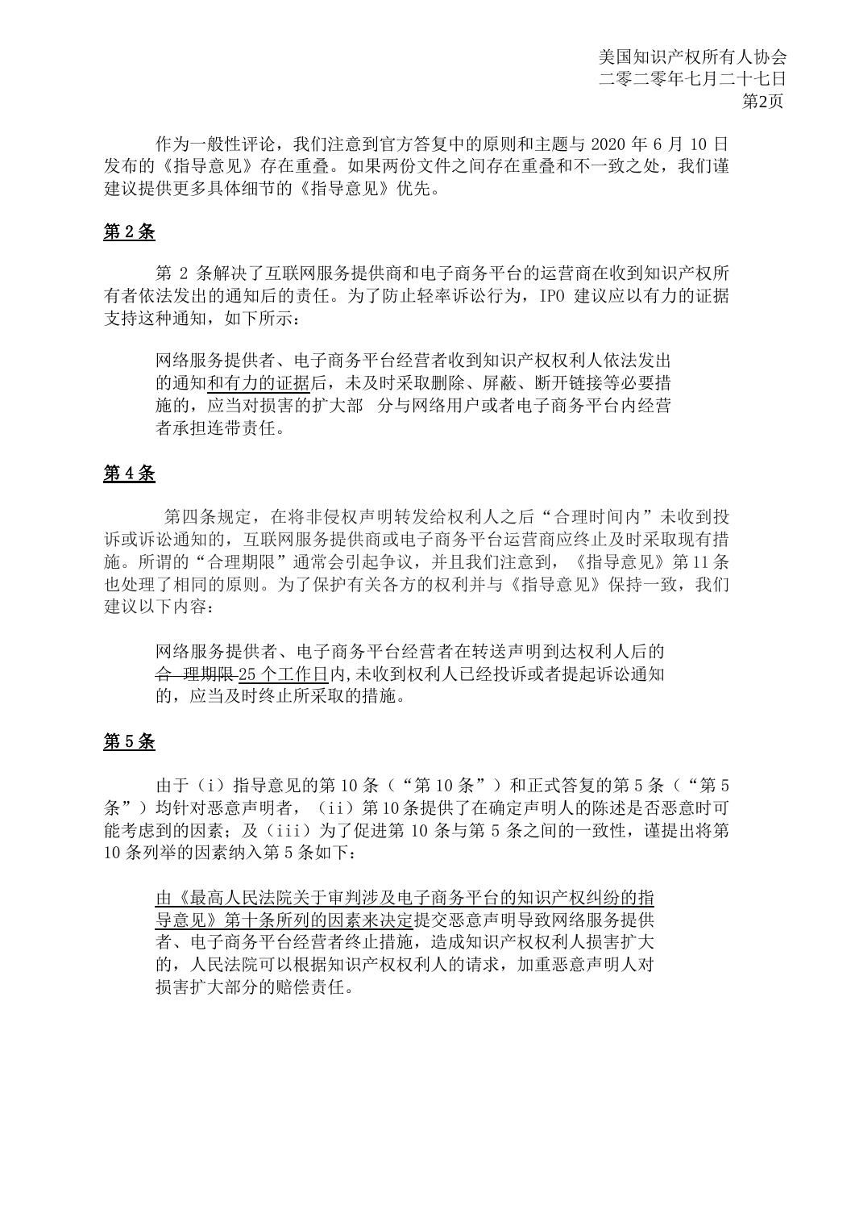作为一般性评论，我们注意到官方答复中的原则和主题与 2020 年 6 月 10 日发布的《指导意见》存在重叠。如果两份文件之间存在重叠和不一致之处，我们谨建议提供更多具体细节的《指导意见》优先。

## 第 2 条

第 2 条解决了互联网服务提供商和电子商务平台的运营商在收到知识产权所有者依法发出的通知后的责任。为了防止轻率诉讼行为，IPO 建议应以有力的证据支持这种通知，如下所示：

> 网络服务提供者、电子商务平台经营者收到知识产权权利人依法发出的通知<u>和有力的证据</u>后，未及时采取删除、屏蔽、断开链接等必要措施的，应当对损害的扩大部分与网络用户或者电子商务平台内经营者承担连带责任。

## 第 4 条

第四条规定，在将非侵权声明转发给权利人之后“合理时间内”未收到投诉或诉讼通知的，互联网服务提供商或电子商务平台运营商应终止及时采取现有措施。所谓的“合理期限”通常会引起争议，并且我们注意到，《指导意见》第 11 条也处理了相同的原则。为了保护有关各方的权利并与《指导意见》保持一致，我们建议以下内容：

> 网络服务提供者、电子商务平台经营者在转送声明到达权利人后的~~合理期限~~<u>25 个工作日</u>内,未收到权利人已经投诉或者提起诉讼通知的，应当及时终止所采取的措施。

## 第 5 条

由于（i）指导意见的第 10 条（“第 10 条”）和正式答复的第 5 条（“第 5 条”）均针对恶意声明者，（ii）第 10 条提供了在确定声明人的陈述是否恶意时可能考虑到的因素；及（iii）为了促进第 10 条与第 5 条之间的一致性，谨提出将第 10 条列举的因素纳入第 5 条如下：

> <u>由《最高人民法院关于审判涉及电子商务平台的知识产权纠纷的指导意见》第十条所列的因素来决定</u>提交恶意声明导致网络服务提供者、电子商务平台经营者终止措施，造成知识产权权利人损害扩大的，人民法院可以根据知识产权权利人的请求，加重恶意声明人对损害扩大部分的赔偿责任。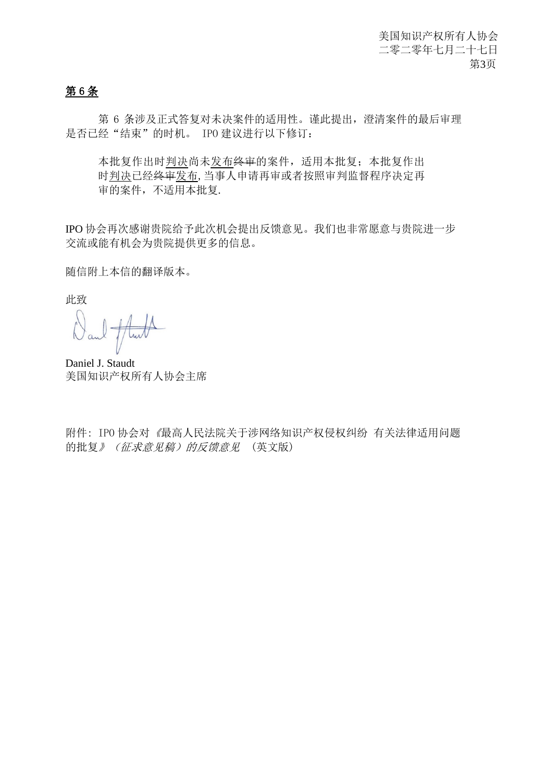## 第 6 条

第 6 条涉及正式答复对未决案件的适用性。谨此提出，澄清案件的最后审理是否已经“结束”的时机。 IPO 建议进行以下修订：

> 本批复作出时<u>判决</u>尚未<u>发布</u>~~终审~~的案件，适用本批复；本批复作出时<u>判决</u>已经~~终审~~<u>发布</u>, 当事人申请再审或者按照审判监督程序决定再审的案件，不适用本批复.

IPO 协会再次感谢贵院给予此次机会提出反馈意见。我们也非常愿意与贵院进一步交流或能有机会为贵院提供更多的信息。

随信附上本信的翻译版本。

此致

Daniel J. Staudt
美国知识产权所有人协会主席

附件：IPO 协会对 *《最高人民法院关于涉网络知识产权侵权纠纷 有关法律适用问题的批复》（征求意见稿）的反馈意见* （英文版）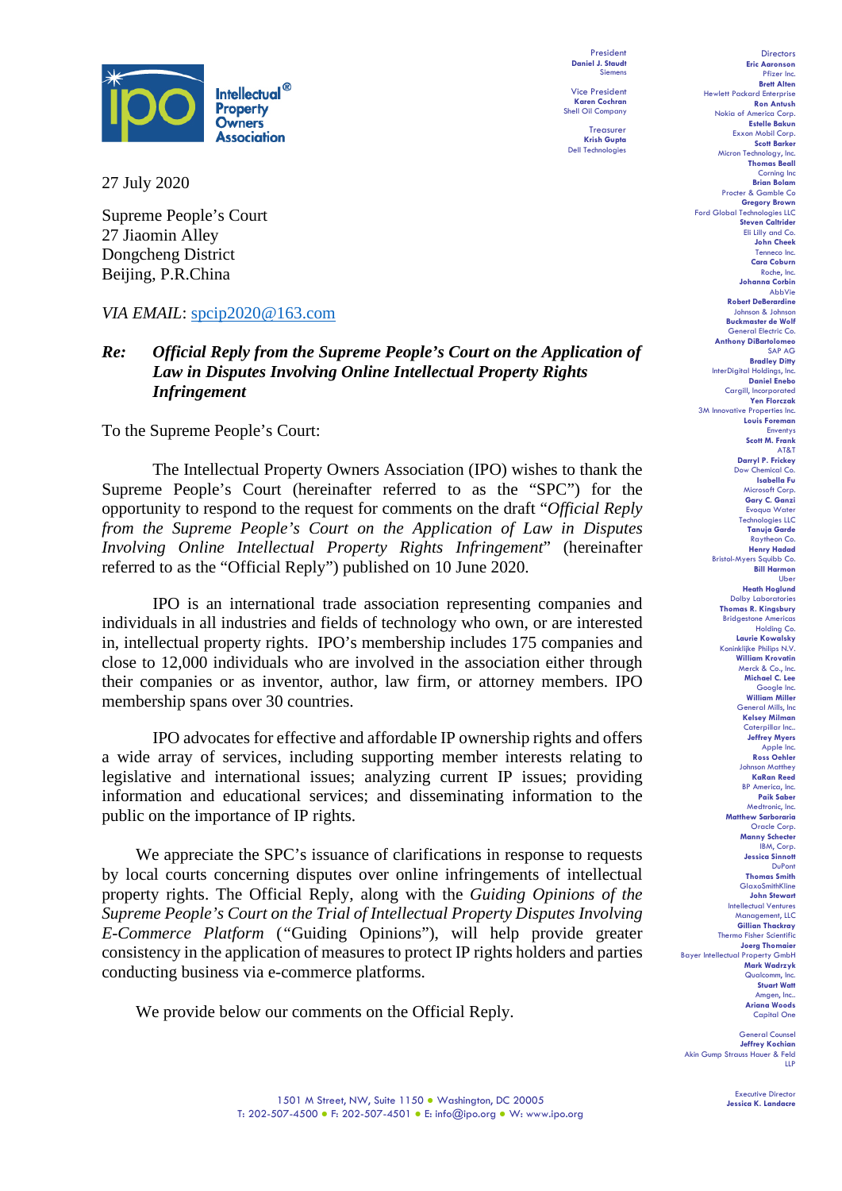**Intellectual Property Owners Association**

President
**Daniel J. Staudt**
Siemens

Vice President
**Karen Cochran**
Shell Oil Company

Treasurer
**Krish Gupta**
Dell Technologies

Directors
**Eric Aaronson**
Pfizer Inc.
**Brett Alten**
Hewlett Packard Enterprise
**Ron Antush**
Nokia of America Corp.
**Estelle Bakun**
Exxon Mobil Corp.
**Scott Barker**
Micron Technology, Inc.
**Thomas Beall**
Corning Inc
**Brian Bolam**
Procter & Gamble Co
**Gregory Brown**
Ford Global Technologies LLC
**Steven Caltrider**
Eli Lilly and Co.
**John Cheek**
Tenneco Inc.
**Cara Coburn**
Roche, Inc.
**Johanna Corbin**
AbbVie
**Robert DeBerardine**
Johnson & Johnson
**Buckmaster de Wolf**
General Electric Co.
**Anthony DiBartolomeo**
SAP AG
**Bradley Ditty**
InterDigital Holdings, Inc.
**Daniel Enebo**
Cargill, Incorporated
**Yen Florczak**
3M Innovative Properties Inc.
**Louis Foreman**
Enventys
**Scott M. Frank**
AT&T
**Darryl P. Frickey**
Dow Chemical Co.
**Isabella Fu**
Microsoft Corp.
**Gary C. Ganzi**
Evoqua Water Technologies LLC
**Tanuja Garde**
Raytheon Co.
**Henry Hadad**
Bristol-Myers Squibb Co.
**Bill Harmon**
Uber
**Heath Hoglund**
Dolby Laboratories
**Thomas R. Kingsbury**
Bridgestone Americas Holding Co.
**Laurie Kowalsky**
Koninklijke Philips N.V.
**William Krovatin**
Merck & Co., Inc.
**Michael C. Lee**
Google Inc.
**William Miller**
General Mills, Inc
**Kelsey Milman**
Caterpillar Inc..
**Jeffrey Myers**
Apple Inc.
**Ross Oehler**
Johnson Matthey
**KaRan Reed**
BP America, Inc.
**Paik Saber**
Medtronic, Inc.
**Matthew Sarboraria**
Oracle Corp.
**Manny Schecter**
IBM, Corp.
**Jessica Sinnott**
DuPont
**Thomas Smith**
GlaxoSmithKline
**John Stewart**
Intellectual Ventures Management, LLC
**Gillian Thackray**
Thermo Fisher Scientific
**Joerg Thomaier**
Bayer Intellectual Property GmbH
**Mark Wadrzyk**
Qualcomm, Inc.
**Stuart Watt**
Amgen, Inc..
**Ariana Woods**
Capital One

General Counsel
**Jeffrey Kochian**
Akin Gump Strauss Hauer & Feld LLP

Executive Director
**Jessica K. Landacre**

27 July 2020

Supreme People's Court
27 Jiaomin Alley
Dongcheng District
Beijing, P.R.China

*VIA EMAIL*: spcip2020@163.com

***Re: Official Reply from the Supreme People's Court on the Application of Law in Disputes Involving Online Intellectual Property Rights Infringement***

To the Supreme People's Court:

The Intellectual Property Owners Association (IPO) wishes to thank the Supreme People's Court (hereinafter referred to as the "SPC") for the opportunity to respond to the request for comments on the draft "*Official Reply from the Supreme People's Court on the Application of Law in Disputes Involving Online Intellectual Property Rights Infringement*" (hereinafter referred to as the "Official Reply") published on 10 June 2020.

IPO is an international trade association representing companies and individuals in all industries and fields of technology who own, or are interested in, intellectual property rights. IPO's membership includes 175 companies and close to 12,000 individuals who are involved in the association either through their companies or as inventor, author, law firm, or attorney members. IPO membership spans over 30 countries.

IPO advocates for effective and affordable IP ownership rights and offers a wide array of services, including supporting member interests relating to legislative and international issues; analyzing current IP issues; providing information and educational services; and disseminating information to the public on the importance of IP rights.

We appreciate the SPC's issuance of clarifications in response to requests by local courts concerning disputes over online infringements of intellectual property rights. The Official Reply, along with the *Guiding Opinions of the Supreme People's Court on the Trial of Intellectual Property Disputes Involving E-Commerce Platform* ("Guiding Opinions"), will help provide greater consistency in the application of measures to protect IP rights holders and parties conducting business via e-commerce platforms.

We provide below our comments on the Official Reply.

1501 M Street, NW, Suite 1150 ● Washington, DC 20005
T: 202-507-4500 ● F: 202-507-4501 ● E: info@ipo.org ● W: www.ipo.org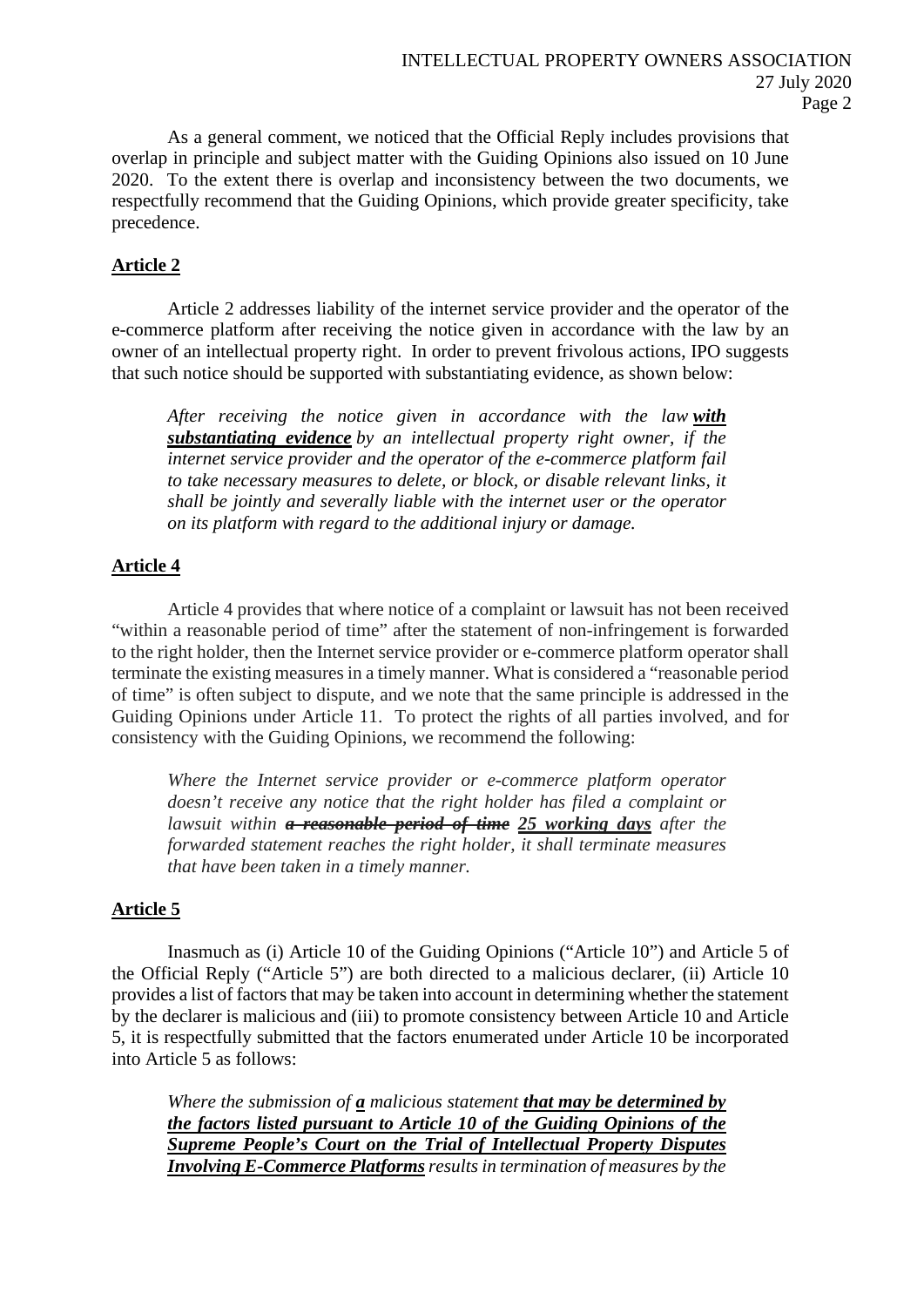As a general comment, we noticed that the Official Reply includes provisions that overlap in principle and subject matter with the Guiding Opinions also issued on 10 June 2020. To the extent there is overlap and inconsistency between the two documents, we respectfully recommend that the Guiding Opinions, which provide greater specificity, take precedence.

## Article 2

Article 2 addresses liability of the internet service provider and the operator of the e-commerce platform after receiving the notice given in accordance with the law by an owner of an intellectual property right. In order to prevent frivolous actions, IPO suggests that such notice should be supported with substantiating evidence, as shown below:

> *After receiving the notice given in accordance with the law* ***with substantiating evidence*** *by an intellectual property right owner, if the internet service provider and the operator of the e-commerce platform fail to take necessary measures to delete, or block, or disable relevant links, it shall be jointly and severally liable with the internet user or the operator on its platform with regard to the additional injury or damage.*

## Article 4

Article 4 provides that where notice of a complaint or lawsuit has not been received "within a reasonable period of time" after the statement of non-infringement is forwarded to the right holder, then the Internet service provider or e-commerce platform operator shall terminate the existing measures in a timely manner. What is considered a "reasonable period of time" is often subject to dispute, and we note that the same principle is addressed in the Guiding Opinions under Article 11. To protect the rights of all parties involved, and for consistency with the Guiding Opinions, we recommend the following:

> *Where the Internet service provider or e-commerce platform operator doesn't receive any notice that the right holder has filed a complaint or lawsuit within* ~~***a reasonable period of time***~~ ***25 working days*** *after the forwarded statement reaches the right holder, it shall terminate measures that have been taken in a timely manner.*

## Article 5

Inasmuch as (i) Article 10 of the Guiding Opinions ("Article 10") and Article 5 of the Official Reply ("Article 5") are both directed to a malicious declarer, (ii) Article 10 provides a list of factors that may be taken into account in determining whether the statement by the declarer is malicious and (iii) to promote consistency between Article 10 and Article 5, it is respectfully submitted that the factors enumerated under Article 10 be incorporated into Article 5 as follows:

> *Where the submission of* ***a*** *malicious statement* ***that may be determined by the factors listed pursuant to Article 10 of the Guiding Opinions of the Supreme People's Court on the Trial of Intellectual Property Disputes Involving E-Commerce Platforms*** *results in termination of measures by the*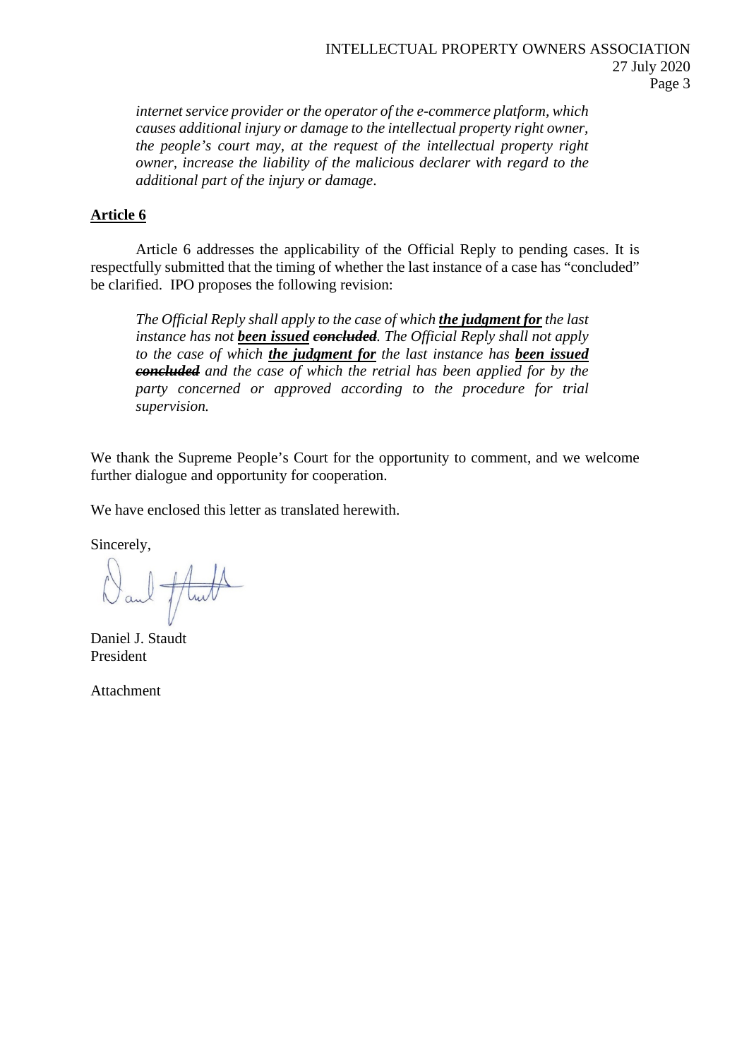*internet service provider or the operator of the e-commerce platform, which causes additional injury or damage to the intellectual property right owner, the people's court may, at the request of the intellectual property right owner, increase the liability of the malicious declarer with regard to the additional part of the injury or damage*.

## **Article 6**

Article 6 addresses the applicability of the Official Reply to pending cases. It is respectfully submitted that the timing of whether the last instance of a case has "concluded" be clarified. IPO proposes the following revision:

> *The Official Reply shall apply to the case of which* ***the judgment for*** *the last instance has not* ***been issued*** ~~***concluded***~~*. The Official Reply shall not apply to the case of which* ***the judgment for*** *the last instance has* ***been issued*** ~~***concluded***~~ *and the case of which the retrial has been applied for by the party concerned or approved according to the procedure for trial supervision.*

We thank the Supreme People's Court for the opportunity to comment, and we welcome further dialogue and opportunity for cooperation.

We have enclosed this letter as translated herewith.

Sincerely,

Daniel J. Staudt
President

Attachment